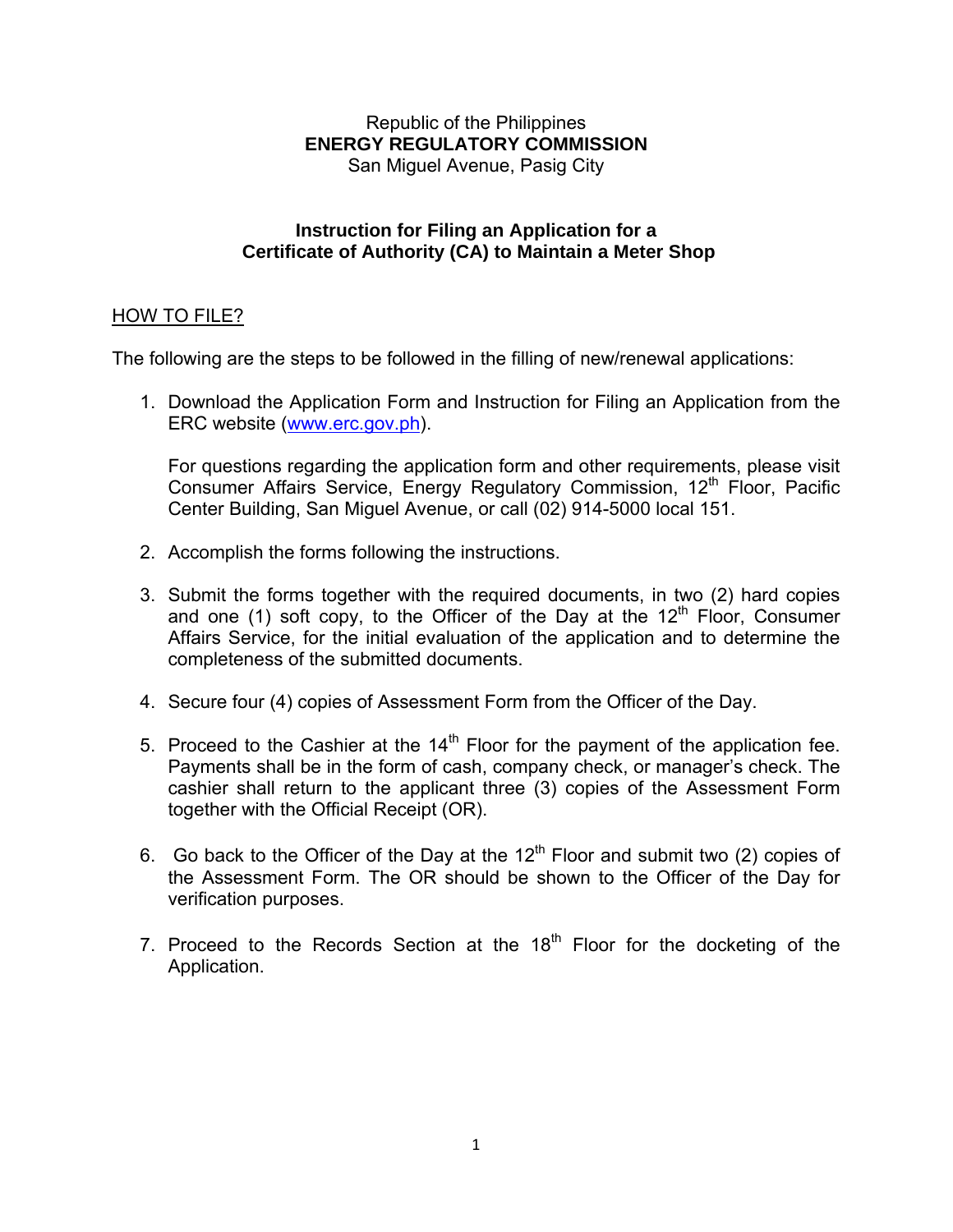Republic of the Philippines
**ENERGY REGULATORY COMMISSION**
San Miguel Avenue, Pasig City

## Instruction for Filing an Application for a Certificate of Authority (CA) to Maintain a Meter Shop

HOW TO FILE?

The following are the steps to be followed in the filling of new/renewal applications:

1. Download the Application Form and Instruction for Filing an Application from the ERC website (www.erc.gov.ph).

   For questions regarding the application form and other requirements, please visit Consumer Affairs Service, Energy Regulatory Commission, 12th Floor, Pacific Center Building, San Miguel Avenue, or call (02) 914-5000 local 151.

2. Accomplish the forms following the instructions.

3. Submit the forms together with the required documents, in two (2) hard copies and one (1) soft copy, to the Officer of the Day at the 12th Floor, Consumer Affairs Service, for the initial evaluation of the application and to determine the completeness of the submitted documents.

4. Secure four (4) copies of Assessment Form from the Officer of the Day.

5. Proceed to the Cashier at the 14th Floor for the payment of the application fee. Payments shall be in the form of cash, company check, or manager's check. The cashier shall return to the applicant three (3) copies of the Assessment Form together with the Official Receipt (OR).

6. Go back to the Officer of the Day at the 12th Floor and submit two (2) copies of the Assessment Form. The OR should be shown to the Officer of the Day for verification purposes.

7. Proceed to the Records Section at the 18th Floor for the docketing of the Application.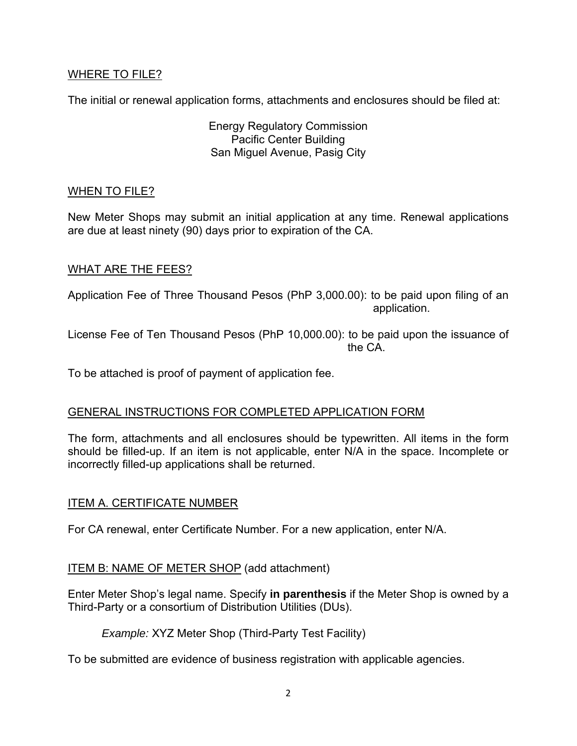WHERE TO FILE?

The initial or renewal application forms, attachments and enclosures should be filed at:

Energy Regulatory Commission
Pacific Center Building
San Miguel Avenue, Pasig City

WHEN TO FILE?

New Meter Shops may submit an initial application at any time. Renewal applications are due at least ninety (90) days prior to expiration of the CA.

WHAT ARE THE FEES?

Application Fee of Three Thousand Pesos (PhP 3,000.00): to be paid upon filing of an application.

License Fee of Ten Thousand Pesos (PhP 10,000.00): to be paid upon the issuance of the CA.

To be attached is proof of payment of application fee.

GENERAL INSTRUCTIONS FOR COMPLETED APPLICATION FORM

The form, attachments and all enclosures should be typewritten. All items in the form should be filled-up. If an item is not applicable, enter N/A in the space. Incomplete or incorrectly filled-up applications shall be returned.

ITEM A. CERTIFICATE NUMBER

For CA renewal, enter Certificate Number. For a new application, enter N/A.

ITEM B: NAME OF METER SHOP (add attachment)

Enter Meter Shop's legal name. Specify **in parenthesis** if the Meter Shop is owned by a Third-Party or a consortium of Distribution Utilities (DUs).

*Example:* XYZ Meter Shop (Third-Party Test Facility)

To be submitted are evidence of business registration with applicable agencies.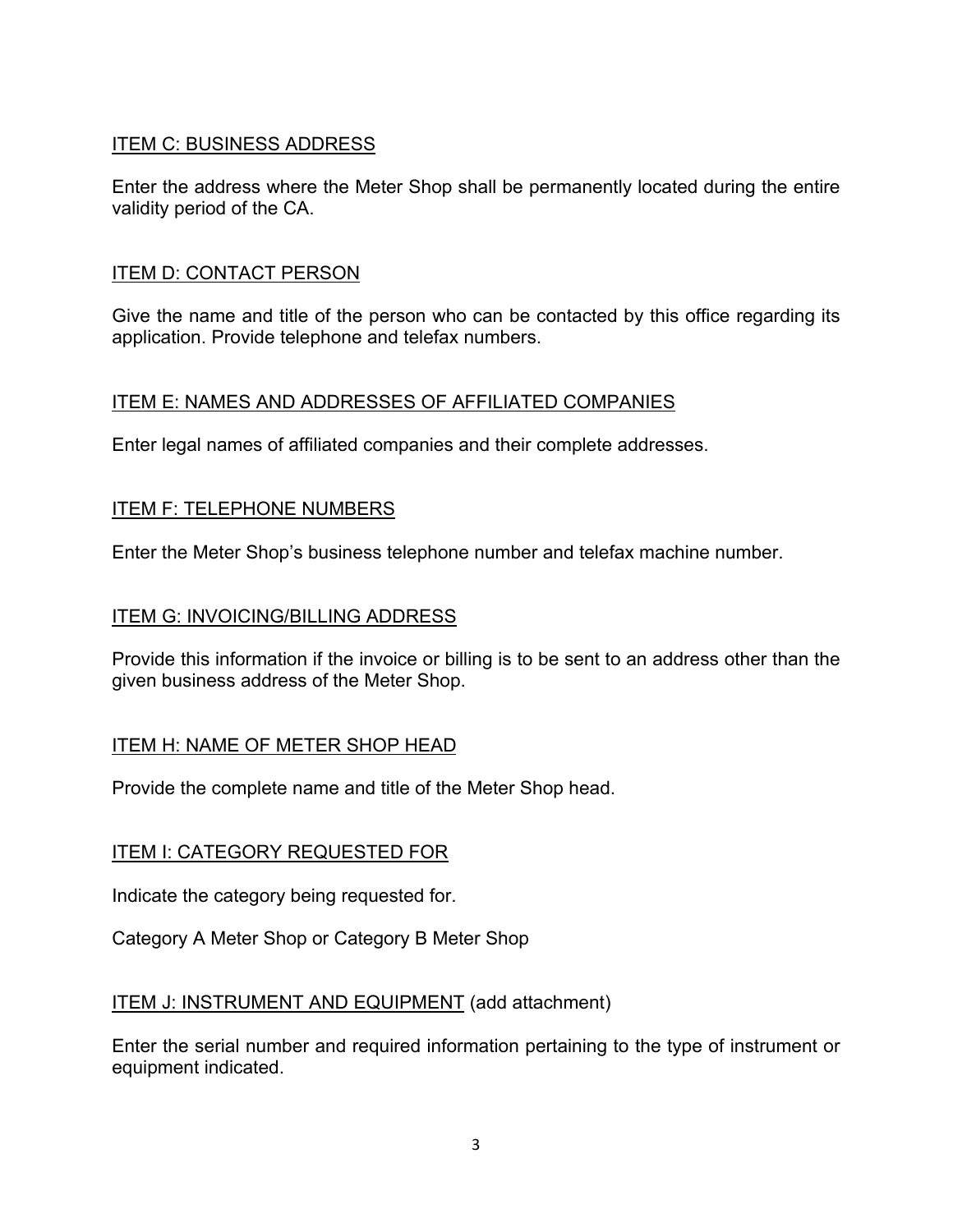## ITEM C: BUSINESS ADDRESS

Enter the address where the Meter Shop shall be permanently located during the entire validity period of the CA.

## ITEM D: CONTACT PERSON

Give the name and title of the person who can be contacted by this office regarding its application. Provide telephone and telefax numbers.

## ITEM E: NAMES AND ADDRESSES OF AFFILIATED COMPANIES

Enter legal names of affiliated companies and their complete addresses.

## ITEM F: TELEPHONE NUMBERS

Enter the Meter Shop's business telephone number and telefax machine number.

## ITEM G: INVOICING/BILLING ADDRESS

Provide this information if the invoice or billing is to be sent to an address other than the given business address of the Meter Shop.

## ITEM H: NAME OF METER SHOP HEAD

Provide the complete name and title of the Meter Shop head.

## ITEM I: CATEGORY REQUESTED FOR

Indicate the category being requested for.

Category A Meter Shop or Category B Meter Shop

## ITEM J: INSTRUMENT AND EQUIPMENT (add attachment)

Enter the serial number and required information pertaining to the type of instrument or equipment indicated.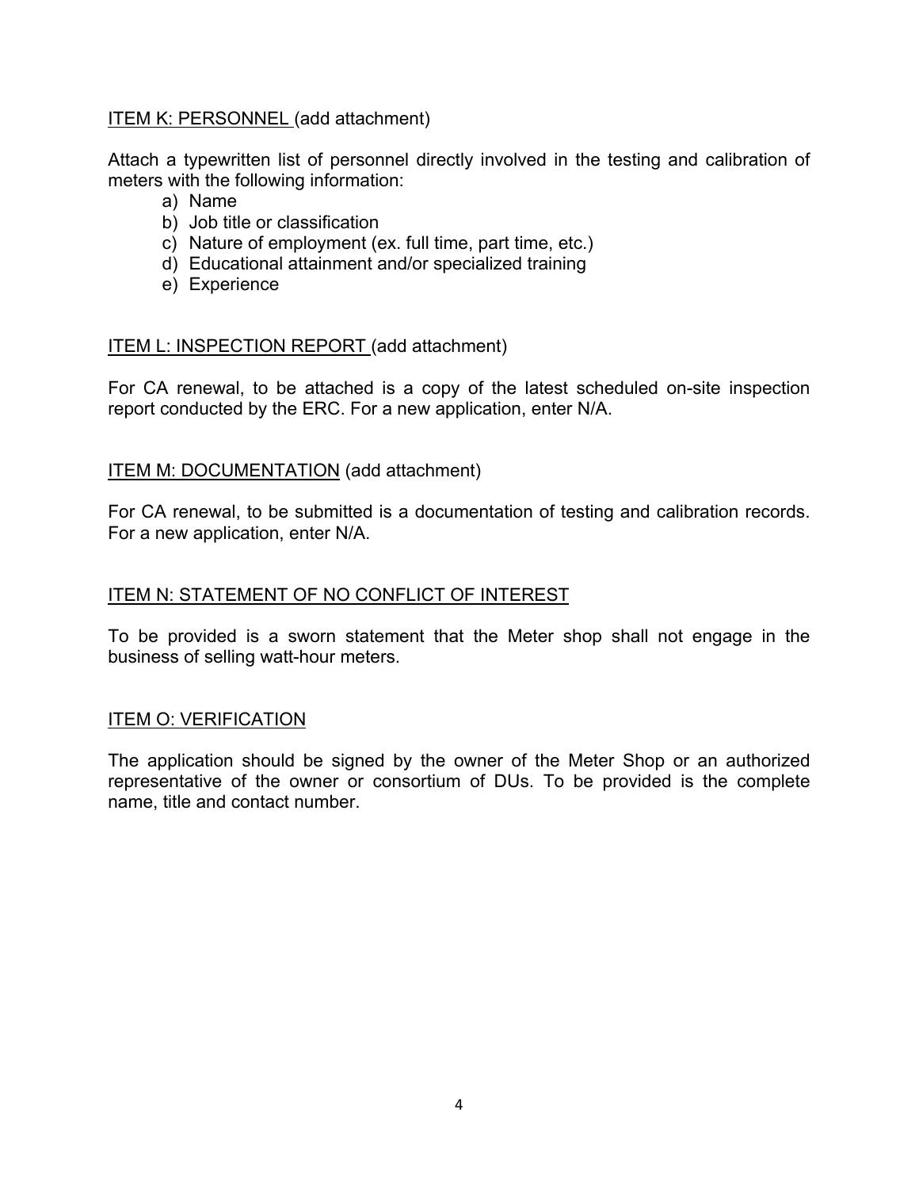ITEM K: PERSONNEL (add attachment)

Attach a typewritten list of personnel directly involved in the testing and calibration of meters with the following information:

a) Name
b) Job title or classification
c) Nature of employment (ex. full time, part time, etc.)
d) Educational attainment and/or specialized training
e) Experience

ITEM L: INSPECTION REPORT (add attachment)

For CA renewal, to be attached is a copy of the latest scheduled on-site inspection report conducted by the ERC. For a new application, enter N/A.

ITEM M: DOCUMENTATION (add attachment)

For CA renewal, to be submitted is a documentation of testing and calibration records. For a new application, enter N/A.

ITEM N: STATEMENT OF NO CONFLICT OF INTEREST

To be provided is a sworn statement that the Meter shop shall not engage in the business of selling watt-hour meters.

ITEM O: VERIFICATION

The application should be signed by the owner of the Meter Shop or an authorized representative of the owner or consortium of DUs. To be provided is the complete name, title and contact number.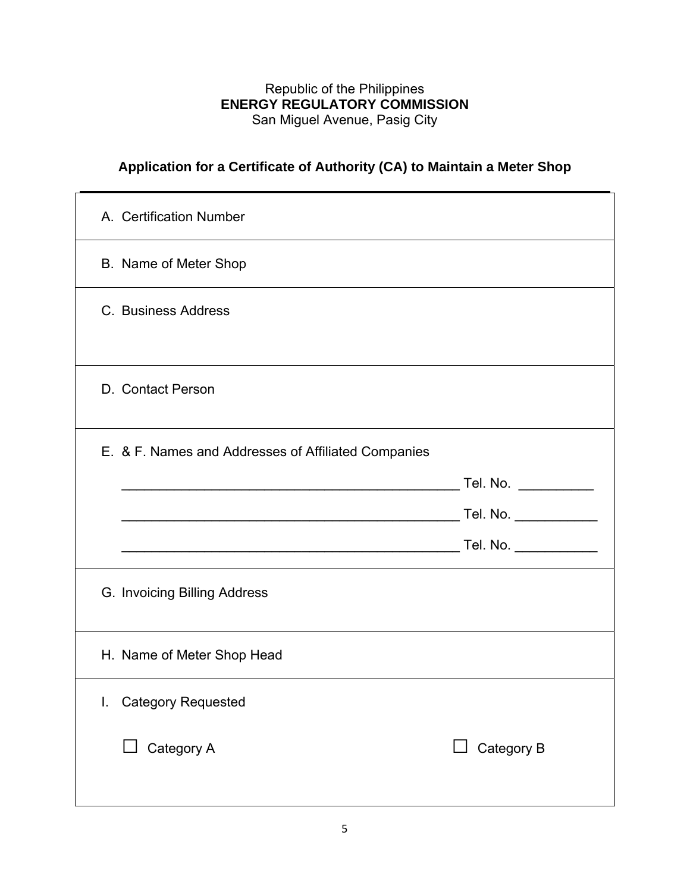Republic of the Philippines
**ENERGY REGULATORY COMMISSION**
San Miguel Avenue, Pasig City

## Application for a Certificate of Authority (CA) to Maintain a Meter Shop

---

A. Certification Number

B. Name of Meter Shop

C. Business Address

D. Contact Person

E. & F. Names and Addresses of Affiliated Companies

_____________________________________________ Tel. No. __________

_____________________________________________ Tel. No. ___________

_____________________________________________ Tel. No. ___________

G. Invoicing Billing Address

H. Name of Meter Shop Head

I. Category Requested

☐ Category A ☐ Category B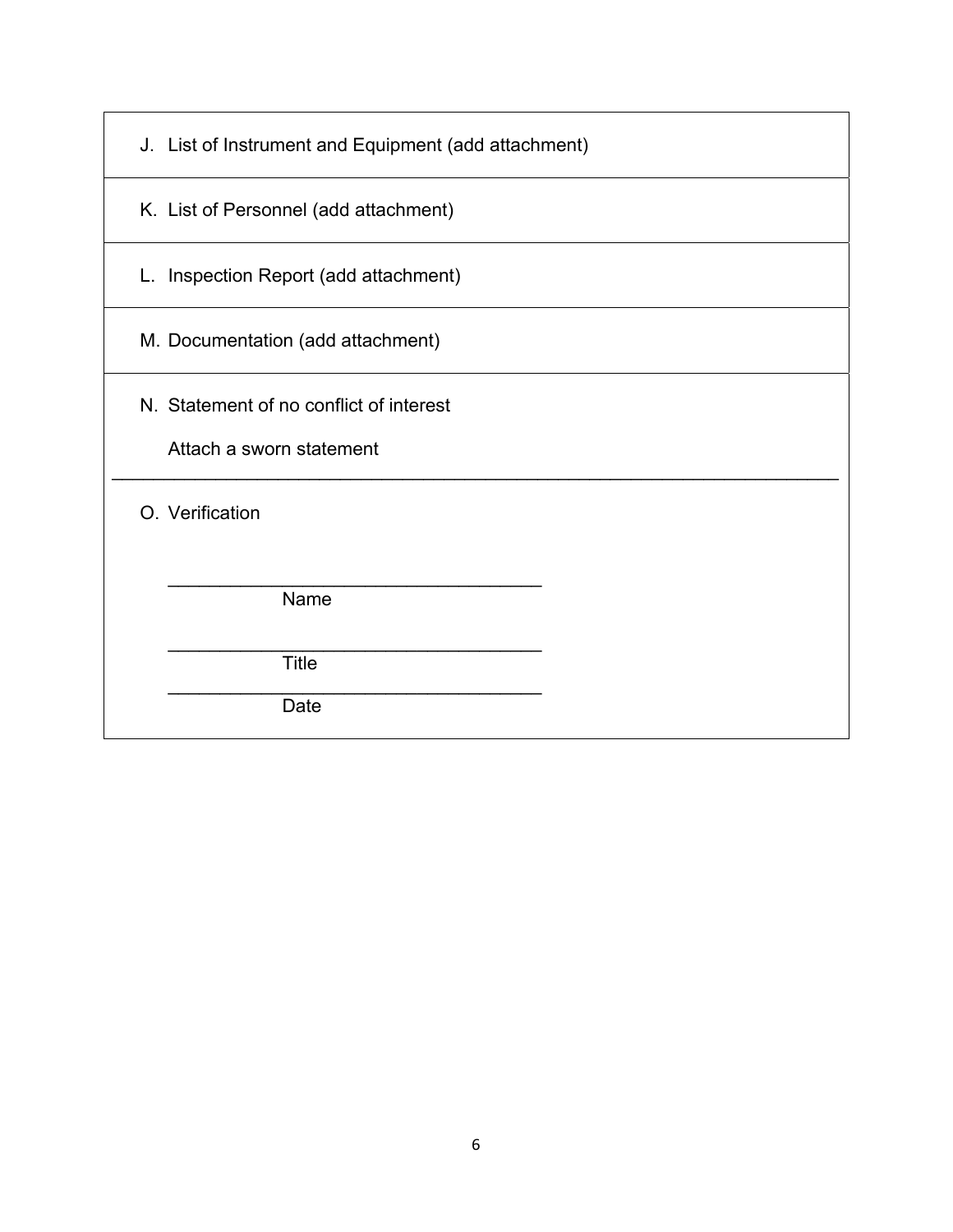J. List of Instrument and Equipment (add attachment)

K. List of Personnel (add attachment)

L. Inspection Report (add attachment)

M. Documentation (add attachment)

N. Statement of no conflict of interest

Attach a sworn statement

---

O. Verification

____________________________________
Name

____________________________________
Title

____________________________________
Date